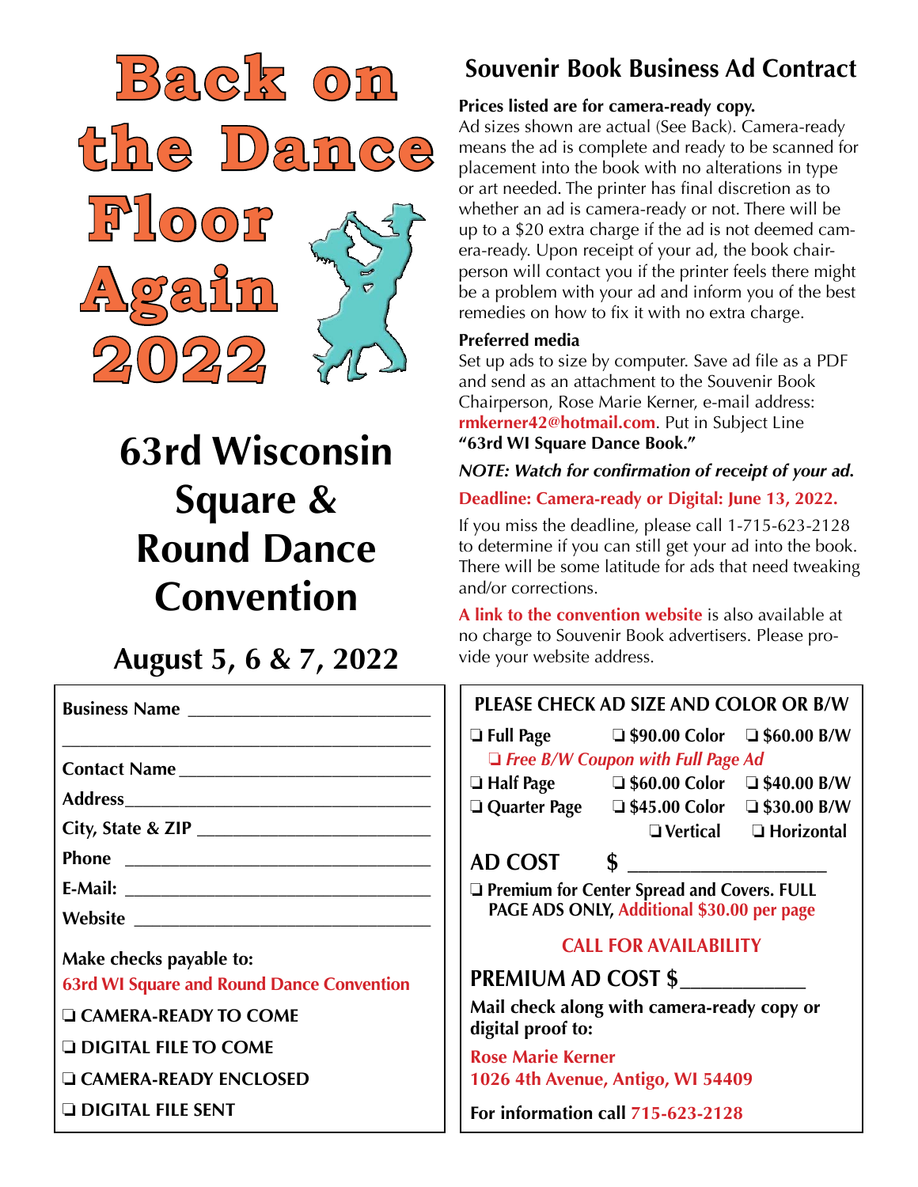# Back on the Dance Floor Again 2022

## 63rd Wisconsin Square & Round Dance Convention

### August 5, 6 & 7, 2022

**Business Name** ________________________

________________________________________

**Contact Name** ________________________

**Address** ________________________

**City, State & ZIP** ________________________

**Phone** ________________________

**E-Mail:** ________________________

**Website** ________________________

**Make checks payable to:**
**63rd WI Square and Round Dance Convention**

❏ **CAMERA-READY TO COME**

❏ **DIGITAL FILE TO COME**

❏ **CAMERA-READY ENCLOSED**

❏ **DIGITAL FILE SENT**

## Souvenir Book Business Ad Contract

**Prices listed are for camera-ready copy.**
Ad sizes shown are actual (See Back). Camera-ready means the ad is complete and ready to be scanned for placement into the book with no alterations in type or art needed. The printer has final discretion as to whether an ad is camera-ready or not. There will be up to a $20 extra charge if the ad is not deemed camera-ready. Upon receipt of your ad, the book chairperson will contact you if the printer feels there might be a problem with your ad and inform you of the best remedies on how to fix it with no extra charge.

**Preferred media**
Set up ads to size by computer. Save ad file as a PDF and send as an attachment to the Souvenir Book Chairperson, Rose Marie Kerner, e-mail address: **rmkerner42@hotmail.com**. Put in Subject Line **"63rd WI Square Dance Book."**

***NOTE: Watch for confirmation of receipt of your ad.***

**Deadline: Camera-ready or Digital: June 13, 2022.**

If you miss the deadline, please call 1-715-623-2128 to determine if you can still get your ad into the book. There will be some latitude for ads that need tweaking and/or corrections.

**A link to the convention website** is also available at no charge to Souvenir Book advertisers. Please provide your website address.

**PLEASE CHECK AD SIZE AND COLOR OR B/W**

| | | |
|---|---|---|
| ❏ **Full Page** | ❏ **$90.00 Color** | ❏ **$60.00 B/W** |
| ❏ ***Free B/W Coupon with Full Page Ad*** | | |
| ❏ **Half Page** | ❏ **$60.00 Color** | ❏ **$40.00 B/W** |
| ❏ **Quarter Page** | ❏ **$45.00 Color** | ❏ **$30.00 B/W** |
| | ❏ **Vertical** | ❏ **Horizontal** |

**AD COST $** ________________

❏ **Premium for Center Spread and Covers. FULL PAGE ADS ONLY, Additional $30.00 per page**

**CALL FOR AVAILABILITY**

**PREMIUM AD COST $**__________

**Mail check along with camera-ready copy or digital proof to:**

**Rose Marie Kerner**
**1026 4th Avenue, Antigo, WI 54409**

**For information call 715-623-2128**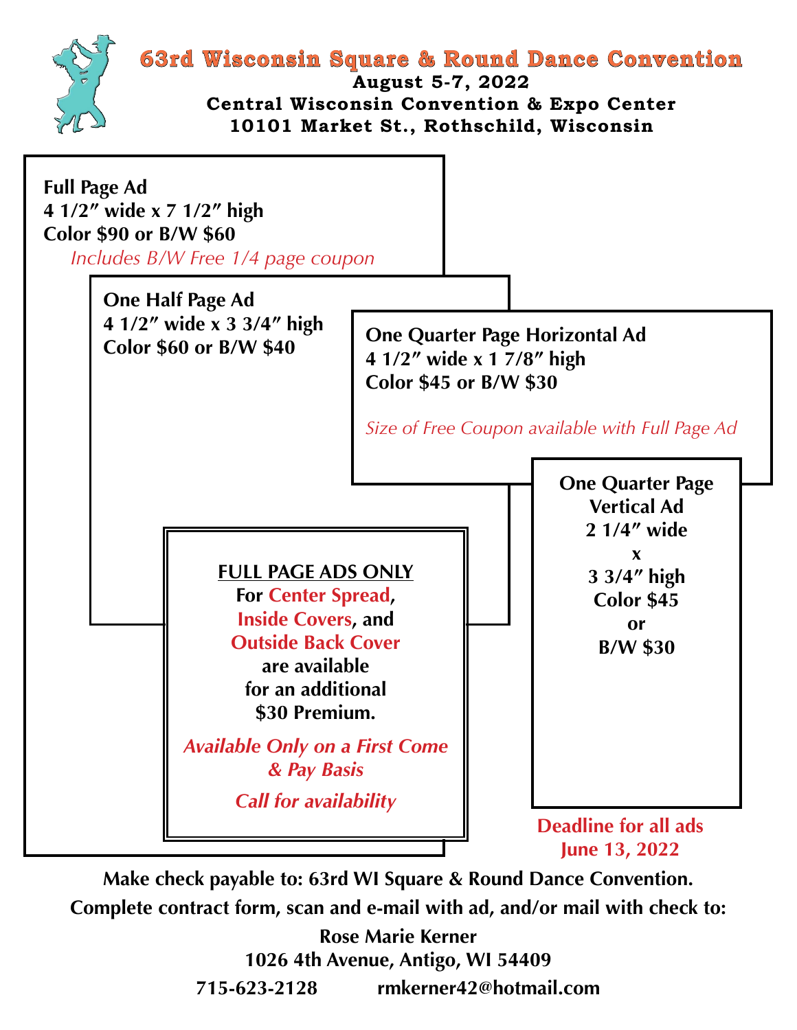# 63rd Wisconsin Square & Round Dance Convention

**August 5-7, 2022**
**Central Wisconsin Convention & Expo Center**
**10101 Market St., Rothschild, Wisconsin**

**Full Page Ad**
**4 1/2″ wide x 7 1/2″ high**
**Color $90 or B/W $60**
*Includes B/W Free 1/4 page coupon*

**One Half Page Ad**
**4 1/2″ wide x 3 3/4″ high**
**Color $60 or B/W $40**

**One Quarter Page Horizontal Ad**
**4 1/2″ wide x 1 7/8″ high**
**Color $45 or B/W $30**

*Size of Free Coupon available with Full Page Ad*

**One Quarter Page Vertical Ad**
**2 1/4″ wide x 3 3/4″ high**
**Color $45 or B/W $30**

**FULL PAGE ADS ONLY**
**For Center Spread, Inside Covers, and Outside Back Cover are available for an additional $30 Premium.**

***Available Only on a First Come & Pay Basis***

***Call for availability***

**Deadline for all ads June 13, 2022**

**Make check payable to: 63rd WI Square & Round Dance Convention.**
**Complete contract form, scan and e-mail with ad, and/or mail with check to:**

**Rose Marie Kerner**
**1026 4th Avenue, Antigo, WI 54409**
**715-623-2128 rmkerner42@hotmail.com**